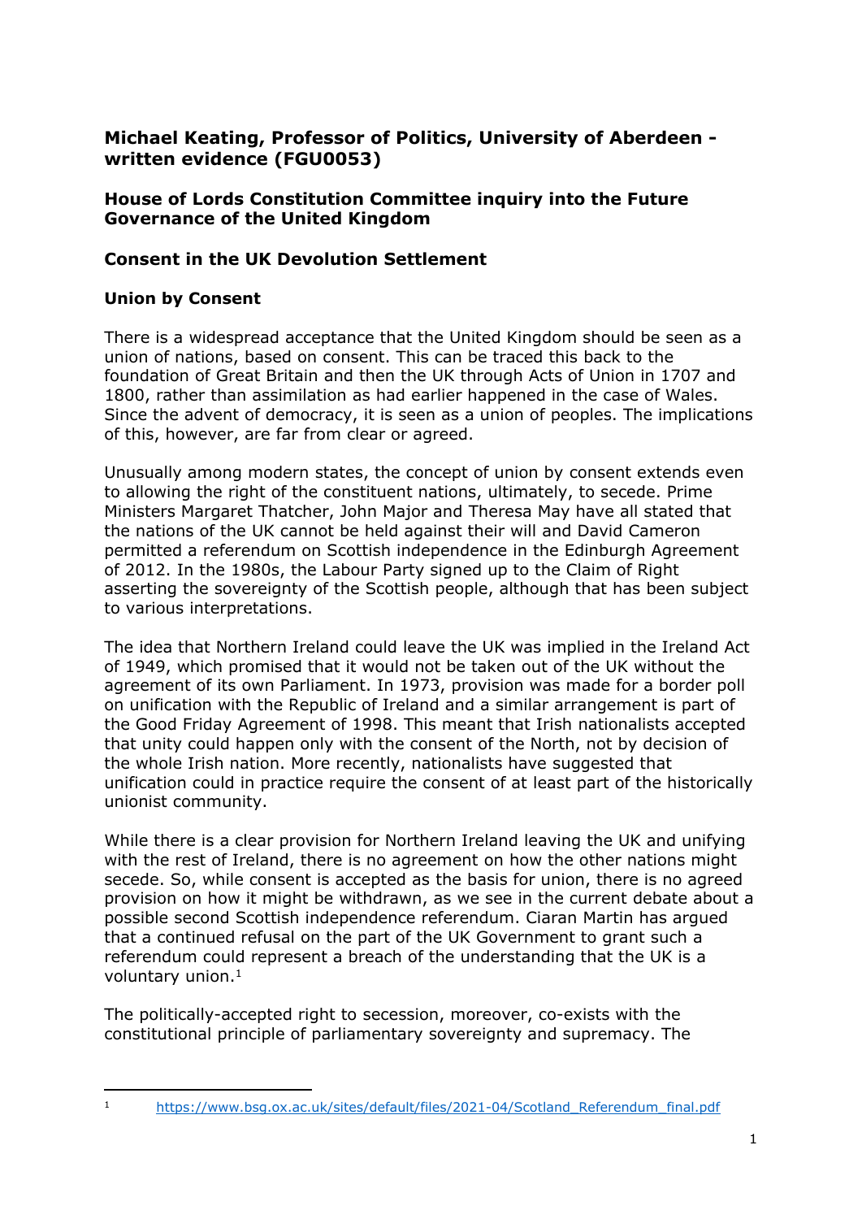# Michael Keating, Professor of Politics, University of Aberdeen - written evidence (FGU0053)

## House of Lords Constitution Committee inquiry into the Future Governance of the United Kingdom

## Consent in the UK Devolution Settlement

### Union by Consent

There is a widespread acceptance that the United Kingdom should be seen as a union of nations, based on consent. This can be traced this back to the foundation of Great Britain and then the UK through Acts of Union in 1707 and 1800, rather than assimilation as had earlier happened in the case of Wales. Since the advent of democracy, it is seen as a union of peoples. The implications of this, however, are far from clear or agreed.

Unusually among modern states, the concept of union by consent extends even to allowing the right of the constituent nations, ultimately, to secede. Prime Ministers Margaret Thatcher, John Major and Theresa May have all stated that the nations of the UK cannot be held against their will and David Cameron permitted a referendum on Scottish independence in the Edinburgh Agreement of 2012. In the 1980s, the Labour Party signed up to the Claim of Right asserting the sovereignty of the Scottish people, although that has been subject to various interpretations.

The idea that Northern Ireland could leave the UK was implied in the Ireland Act of 1949, which promised that it would not be taken out of the UK without the agreement of its own Parliament. In 1973, provision was made for a border poll on unification with the Republic of Ireland and a similar arrangement is part of the Good Friday Agreement of 1998. This meant that Irish nationalists accepted that unity could happen only with the consent of the North, not by decision of the whole Irish nation. More recently, nationalists have suggested that unification could in practice require the consent of at least part of the historically unionist community.

While there is a clear provision for Northern Ireland leaving the UK and unifying with the rest of Ireland, there is no agreement on how the other nations might secede. So, while consent is accepted as the basis for union, there is no agreed provision on how it might be withdrawn, as we see in the current debate about a possible second Scottish independence referendum. Ciaran Martin has argued that a continued refusal on the part of the UK Government to grant such a referendum could represent a breach of the understanding that the UK is a voluntary union.[1]

The politically-accepted right to secession, moreover, co-exists with the constitutional principle of parliamentary sovereignty and supremacy. The

---

[1] https://www.bsg.ox.ac.uk/sites/default/files/2021-04/Scotland_Referendum_final.pdf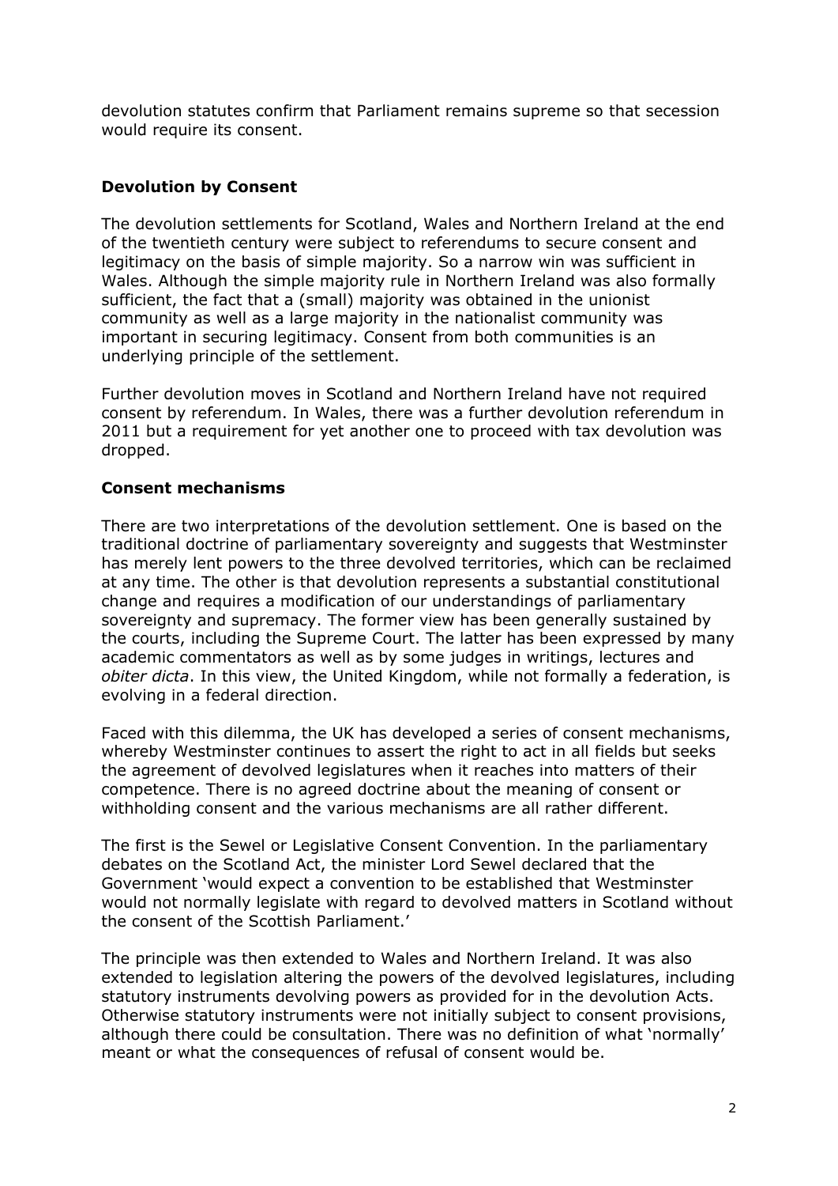devolution statutes confirm that Parliament remains supreme so that secession would require its consent.

### Devolution by Consent

The devolution settlements for Scotland, Wales and Northern Ireland at the end of the twentieth century were subject to referendums to secure consent and legitimacy on the basis of simple majority. So a narrow win was sufficient in Wales. Although the simple majority rule in Northern Ireland was also formally sufficient, the fact that a (small) majority was obtained in the unionist community as well as a large majority in the nationalist community was important in securing legitimacy. Consent from both communities is an underlying principle of the settlement.

Further devolution moves in Scotland and Northern Ireland have not required consent by referendum. In Wales, there was a further devolution referendum in 2011 but a requirement for yet another one to proceed with tax devolution was dropped.

### Consent mechanisms

There are two interpretations of the devolution settlement. One is based on the traditional doctrine of parliamentary sovereignty and suggests that Westminster has merely lent powers to the three devolved territories, which can be reclaimed at any time. The other is that devolution represents a substantial constitutional change and requires a modification of our understandings of parliamentary sovereignty and supremacy. The former view has been generally sustained by the courts, including the Supreme Court. The latter has been expressed by many academic commentators as well as by some judges in writings, lectures and *obiter dicta*. In this view, the United Kingdom, while not formally a federation, is evolving in a federal direction.

Faced with this dilemma, the UK has developed a series of consent mechanisms, whereby Westminster continues to assert the right to act in all fields but seeks the agreement of devolved legislatures when it reaches into matters of their competence. There is no agreed doctrine about the meaning of consent or withholding consent and the various mechanisms are all rather different.

The first is the Sewel or Legislative Consent Convention. In the parliamentary debates on the Scotland Act, the minister Lord Sewel declared that the Government 'would expect a convention to be established that Westminster would not normally legislate with regard to devolved matters in Scotland without the consent of the Scottish Parliament.'

The principle was then extended to Wales and Northern Ireland. It was also extended to legislation altering the powers of the devolved legislatures, including statutory instruments devolving powers as provided for in the devolution Acts. Otherwise statutory instruments were not initially subject to consent provisions, although there could be consultation. There was no definition of what 'normally' meant or what the consequences of refusal of consent would be.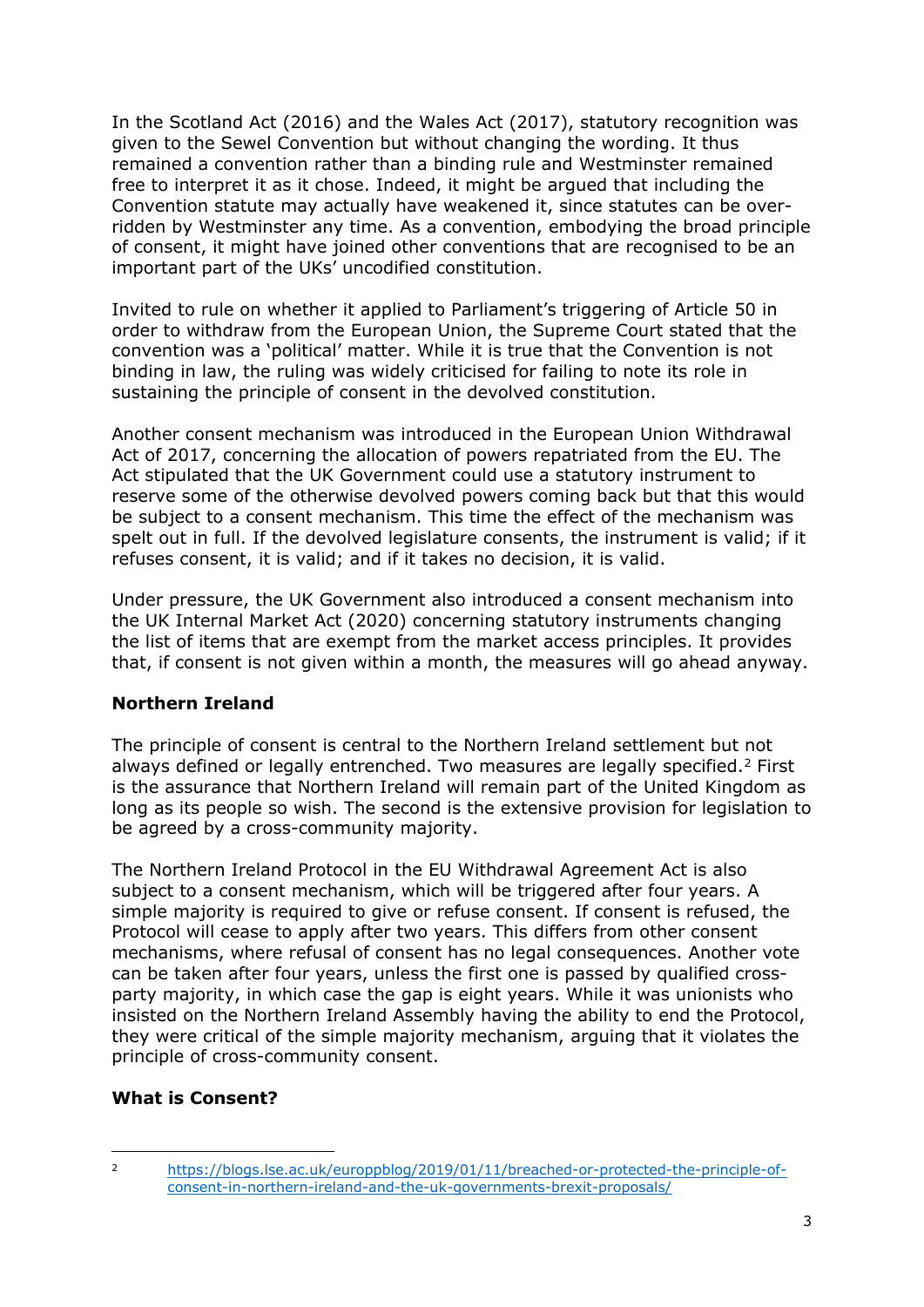In the Scotland Act (2016) and the Wales Act (2017), statutory recognition was given to the Sewel Convention but without changing the wording. It thus remained a convention rather than a binding rule and Westminster remained free to interpret it as it chose. Indeed, it might be argued that including the Convention statute may actually have weakened it, since statutes can be over-ridden by Westminster any time. As a convention, embodying the broad principle of consent, it might have joined other conventions that are recognised to be an important part of the UKs' uncodified constitution.

Invited to rule on whether it applied to Parliament's triggering of Article 50 in order to withdraw from the European Union, the Supreme Court stated that the convention was a 'political' matter. While it is true that the Convention is not binding in law, the ruling was widely criticised for failing to note its role in sustaining the principle of consent in the devolved constitution.

Another consent mechanism was introduced in the European Union Withdrawal Act of 2017, concerning the allocation of powers repatriated from the EU. The Act stipulated that the UK Government could use a statutory instrument to reserve some of the otherwise devolved powers coming back but that this would be subject to a consent mechanism. This time the effect of the mechanism was spelt out in full. If the devolved legislature consents, the instrument is valid; if it refuses consent, it is valid; and if it takes no decision, it is valid.

Under pressure, the UK Government also introduced a consent mechanism into the UK Internal Market Act (2020) concerning statutory instruments changing the list of items that are exempt from the market access principles. It provides that, if consent is not given within a month, the measures will go ahead anyway.

**Northern Ireland**

The principle of consent is central to the Northern Ireland settlement but not always defined or legally entrenched. Two measures are legally specified.[2] First is the assurance that Northern Ireland will remain part of the United Kingdom as long as its people so wish. The second is the extensive provision for legislation to be agreed by a cross-community majority.

The Northern Ireland Protocol in the EU Withdrawal Agreement Act is also subject to a consent mechanism, which will be triggered after four years. A simple majority is required to give or refuse consent. If consent is refused, the Protocol will cease to apply after two years. This differs from other consent mechanisms, where refusal of consent has no legal consequences. Another vote can be taken after four years, unless the first one is passed by qualified cross-party majority, in which case the gap is eight years. While it was unionists who insisted on the Northern Ireland Assembly having the ability to end the Protocol, they were critical of the simple majority mechanism, arguing that it violates the principle of cross-community consent.

**What is Consent?**

---

[2] https://blogs.lse.ac.uk/europpblog/2019/01/11/breached-or-protected-the-principle-of-consent-in-northern-ireland-and-the-uk-governments-brexit-proposals/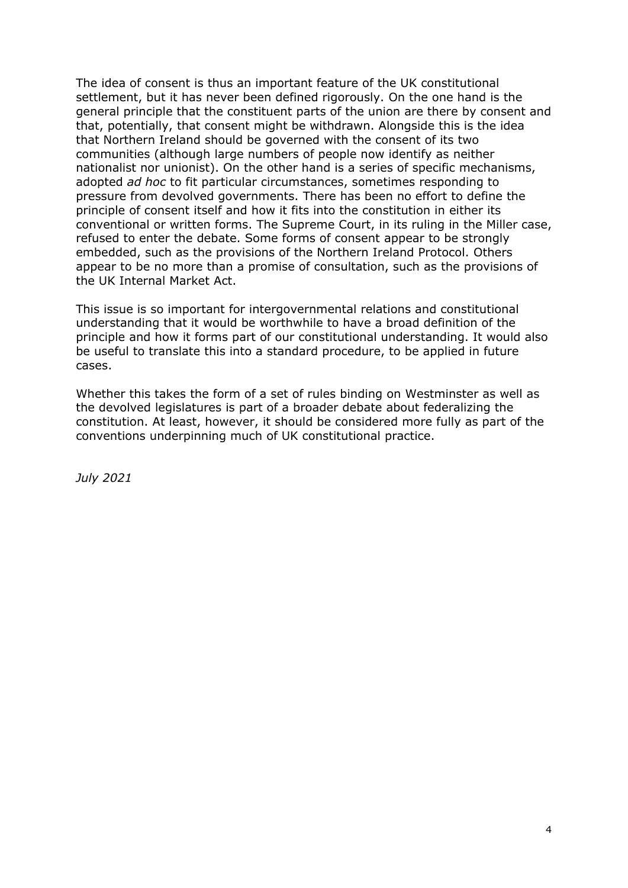The idea of consent is thus an important feature of the UK constitutional settlement, but it has never been defined rigorously. On the one hand is the general principle that the constituent parts of the union are there by consent and that, potentially, that consent might be withdrawn. Alongside this is the idea that Northern Ireland should be governed with the consent of its two communities (although large numbers of people now identify as neither nationalist nor unionist). On the other hand is a series of specific mechanisms, adopted *ad hoc* to fit particular circumstances, sometimes responding to pressure from devolved governments. There has been no effort to define the principle of consent itself and how it fits into the constitution in either its conventional or written forms. The Supreme Court, in its ruling in the Miller case, refused to enter the debate. Some forms of consent appear to be strongly embedded, such as the provisions of the Northern Ireland Protocol. Others appear to be no more than a promise of consultation, such as the provisions of the UK Internal Market Act.

This issue is so important for intergovernmental relations and constitutional understanding that it would be worthwhile to have a broad definition of the principle and how it forms part of our constitutional understanding. It would also be useful to translate this into a standard procedure, to be applied in future cases.

Whether this takes the form of a set of rules binding on Westminster as well as the devolved legislatures is part of a broader debate about federalizing the constitution. At least, however, it should be considered more fully as part of the conventions underpinning much of UK constitutional practice.

*July 2021*